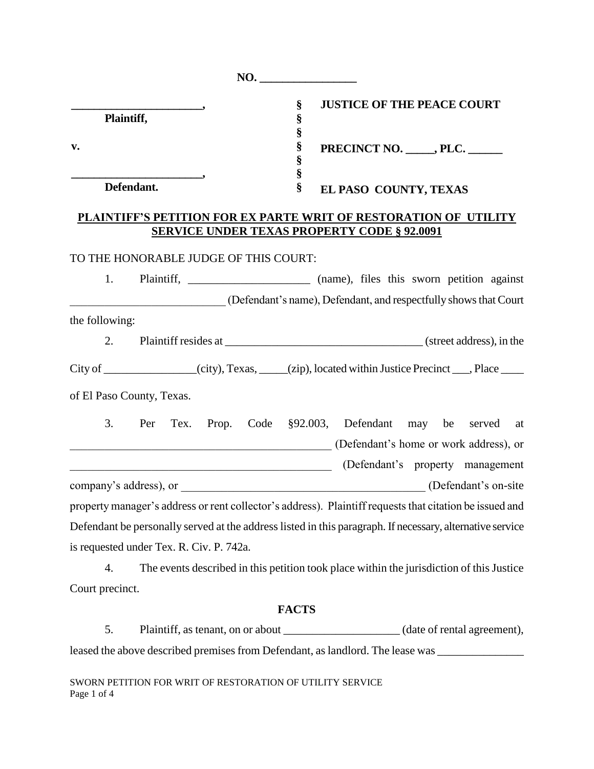**NO. \_\_\_\_\_\_\_\_\_\_\_\_\_\_\_\_\_**

| | | |
|---|---|---|
| **\_\_\_\_\_\_\_\_\_\_\_\_\_\_\_\_\_\_\_\_\_\_\_,** | **§** | **JUSTICE OF THE PEACE COURT** |
| **Plaintiff,** | **§** | |
| | **§** | |
| **v.** | **§** | **PRECINCT NO. \_\_\_\_\_, PLC. \_\_\_\_\_\_** |
| | **§** | |
| **\_\_\_\_\_\_\_\_\_\_\_\_\_\_\_\_\_\_\_\_\_\_\_,** | **§** | |
| **Defendant.** | **§** | **EL PASO COUNTY, TEXAS** |

**PLAINTIFF'S PETITION FOR EX PARTE WRIT OF RESTORATION OF UTILITY SERVICE UNDER TEXAS PROPERTY CODE § 92.0091**

TO THE HONORABLE JUDGE OF THIS COURT:

1. Plaintiff, \_\_\_\_\_\_\_\_\_\_\_\_\_\_\_\_\_\_\_\_\_ (name), files this sworn petition against \_\_\_\_\_\_\_\_\_\_\_\_\_\_\_\_\_\_\_\_\_\_\_\_\_\_\_ (Defendant's name), Defendant, and respectfully shows that Court the following:

2. Plaintiff resides at \_\_\_\_\_\_\_\_\_\_\_\_\_\_\_\_\_\_\_\_\_\_\_\_\_\_\_\_\_\_\_\_\_\_\_ (street address), in the City of \_\_\_\_\_\_\_\_\_\_\_\_\_\_\_\_(city), Texas, \_\_\_\_\_(zip), located within Justice Precinct \_\_\_, Place \_\_\_\_ of El Paso County, Texas.

3. Per Tex. Prop. Code §92.003, Defendant may be served at \_\_\_\_\_\_\_\_\_\_\_\_\_\_\_\_\_\_\_\_\_\_\_\_\_\_\_\_\_\_\_\_\_\_\_\_\_\_\_\_\_\_\_\_\_\_ (Defendant's home or work address), or \_\_\_\_\_\_\_\_\_\_\_\_\_\_\_\_\_\_\_\_\_\_\_\_\_\_\_\_\_\_\_\_\_\_\_\_\_\_\_\_\_\_\_\_\_\_ (Defendant's property management company's address), or \_\_\_\_\_\_\_\_\_\_\_\_\_\_\_\_\_\_\_\_\_\_\_\_\_\_\_\_\_\_\_\_\_\_\_\_\_\_\_\_\_\_ (Defendant's on-site property manager's address or rent collector's address). Plaintiff requests that citation be issued and Defendant be personally served at the address listed in this paragraph. If necessary, alternative service is requested under Tex. R. Civ. P. 742a.

4. The events described in this petition took place within the jurisdiction of this Justice Court precinct.

**FACTS**

5. Plaintiff, as tenant, on or about \_\_\_\_\_\_\_\_\_\_\_\_\_\_\_\_\_\_\_\_ (date of rental agreement), leased the above described premises from Defendant, as landlord. The lease was \_\_\_\_\_\_\_\_\_\_\_\_\_\_\_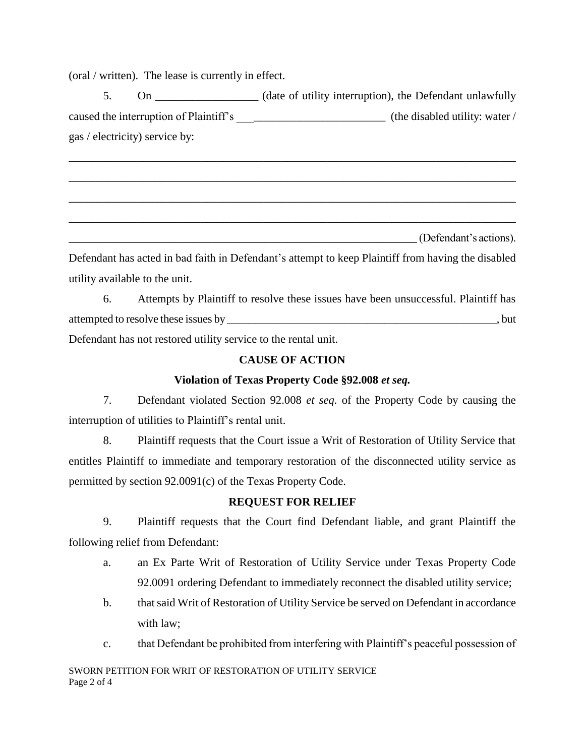(oral / written). The lease is currently in effect.

5. On __________________ (date of utility interruption), the Defendant unlawfully caused the interruption of Plaintiff's ___________________________ (the disabled utility: water / gas / electricity) service by:

_______________________________________________________________________________

_______________________________________________________________________________

_______________________________________________________________________________

_______________________________________________________________________________

_________________________________________________________________ (Defendant's actions). Defendant has acted in bad faith in Defendant's attempt to keep Plaintiff from having the disabled utility available to the unit.

6. Attempts by Plaintiff to resolve these issues have been unsuccessful. Plaintiff has attempted to resolve these issues by __________________________________________________, but Defendant has not restored utility service to the rental unit.

**CAUSE OF ACTION**

**Violation of Texas Property Code §92.008 *et seq.***

7. Defendant violated Section 92.008 *et seq.* of the Property Code by causing the interruption of utilities to Plaintiff's rental unit.

8. Plaintiff requests that the Court issue a Writ of Restoration of Utility Service that entitles Plaintiff to immediate and temporary restoration of the disconnected utility service as permitted by section 92.0091(c) of the Texas Property Code.

**REQUEST FOR RELIEF**

9. Plaintiff requests that the Court find Defendant liable, and grant Plaintiff the following relief from Defendant:

a. an Ex Parte Writ of Restoration of Utility Service under Texas Property Code 92.0091 ordering Defendant to immediately reconnect the disabled utility service;

b. that said Writ of Restoration of Utility Service be served on Defendant in accordance with law;

c. that Defendant be prohibited from interfering with Plaintiff's peaceful possession of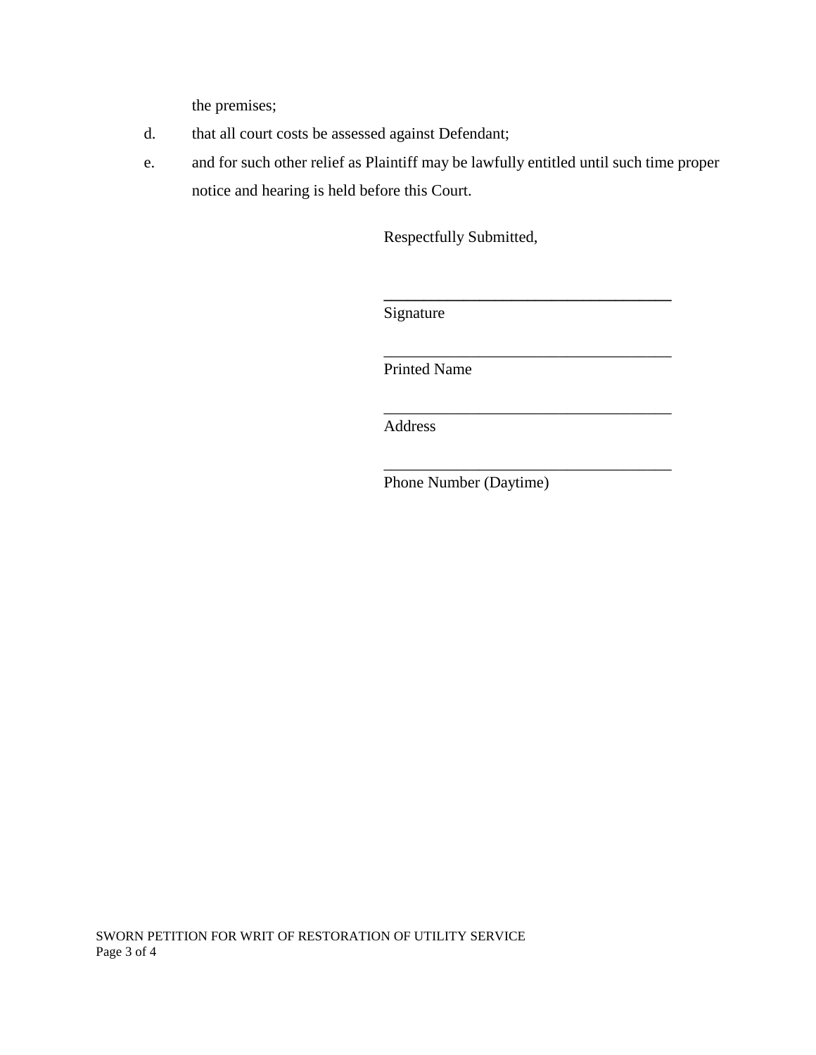the premises;

d. that all court costs be assessed against Defendant;

e. and for such other relief as Plaintiff may be lawfully entitled until such time proper notice and hearing is held before this Court.

Respectfully Submitted,

\_\_\_\_\_\_\_\_\_\_\_\_\_\_\_\_\_\_\_\_\_\_\_\_\_\_\_\_\_\_\_\_\_\_\_\_
Signature

\_\_\_\_\_\_\_\_\_\_\_\_\_\_\_\_\_\_\_\_\_\_\_\_\_\_\_\_\_\_\_\_\_\_\_\_
Printed Name

\_\_\_\_\_\_\_\_\_\_\_\_\_\_\_\_\_\_\_\_\_\_\_\_\_\_\_\_\_\_\_\_\_\_\_\_
Address

\_\_\_\_\_\_\_\_\_\_\_\_\_\_\_\_\_\_\_\_\_\_\_\_\_\_\_\_\_\_\_\_\_\_\_\_
Phone Number (Daytime)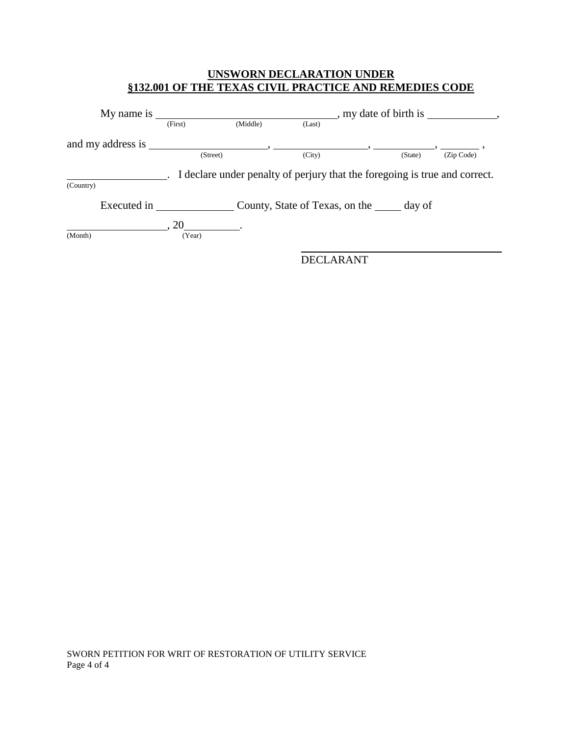## UNSWORN DECLARATION UNDER §132.001 OF THE TEXAS CIVIL PRACTICE AND REMEDIES CODE

My name is ______________________________, my date of birth is ____________,
(First) (Middle) (Last)

and my address is ____________________, ________________, ___________, _______ ,
(Street) (City) (State) (Zip Code)

_________________. I declare under penalty of perjury that the foregoing is true and correct.
(Country)

Executed in _____________ County, State of Texas, on the _____ day of

_________________, 20_________.
(Month) (Year)

_________________________________
DECLARANT